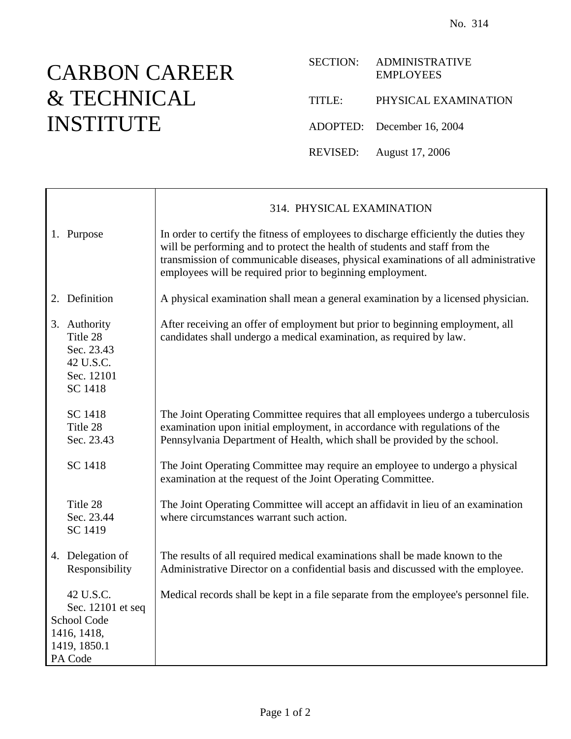No. 314

# CARBON CAREER & TECHNICAL INSTITUTE

SECTION: ADMINISTRATIVE EMPLOYEES

TITLE: PHYSICAL EXAMINATION

ADOPTED: December 16, 2004

REVISED: August 17, 2006

## 314. PHYSICAL EXAMINATION

| | |
|---|---|
| 1. Purpose | In order to certify the fitness of employees to discharge efficiently the duties they will be performing and to protect the health of students and staff from the transmission of communicable diseases, physical examinations of all administrative employees will be required prior to beginning employment. |
| 2. Definition | A physical examination shall mean a general examination by a licensed physician. |
| 3. Authority<br>Title 28<br>Sec. 23.43<br>42 U.S.C.<br>Sec. 12101<br>SC 1418 | After receiving an offer of employment but prior to beginning employment, all candidates shall undergo a medical examination, as required by law. |
| SC 1418<br>Title 28<br>Sec. 23.43 | The Joint Operating Committee requires that all employees undergo a tuberculosis examination upon initial employment, in accordance with regulations of the Pennsylvania Department of Health, which shall be provided by the school. |
| SC 1418 | The Joint Operating Committee may require an employee to undergo a physical examination at the request of the Joint Operating Committee. |
| Title 28<br>Sec. 23.44<br>SC 1419 | The Joint Operating Committee will accept an affidavit in lieu of an examination where circumstances warrant such action. |
| 4. Delegation of Responsibility | The results of all required medical examinations shall be made known to the Administrative Director on a confidential basis and discussed with the employee. |
| 42 U.S.C.<br>Sec. 12101 et seq<br>School Code<br>1416, 1418,<br>1419, 1850.1<br>PA Code | Medical records shall be kept in a file separate from the employee's personnel file. |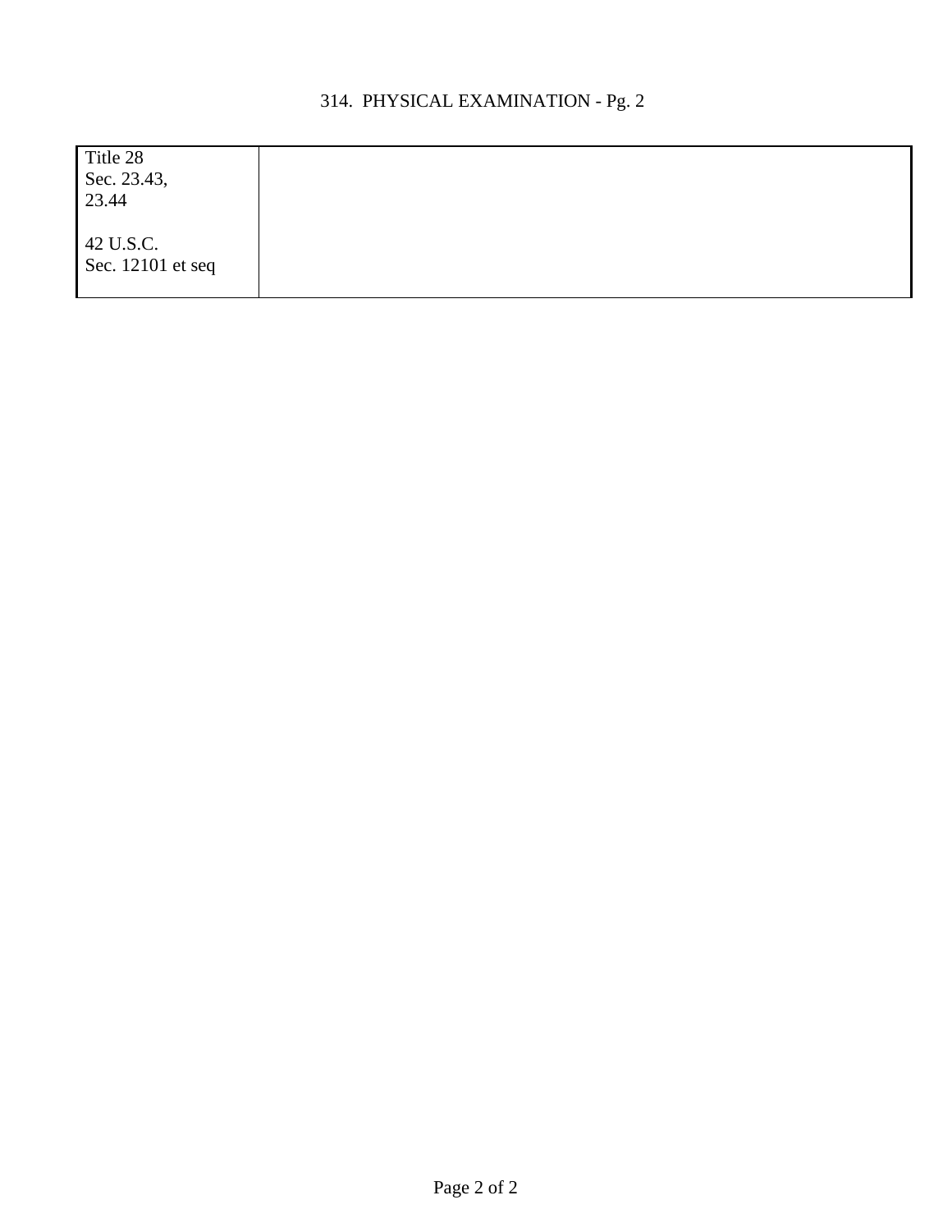| | |
|---|---|
| Title 28<br>Sec. 23.43,<br>23.44<br><br>42 U.S.C.<br>Sec. 12101 et seq | |